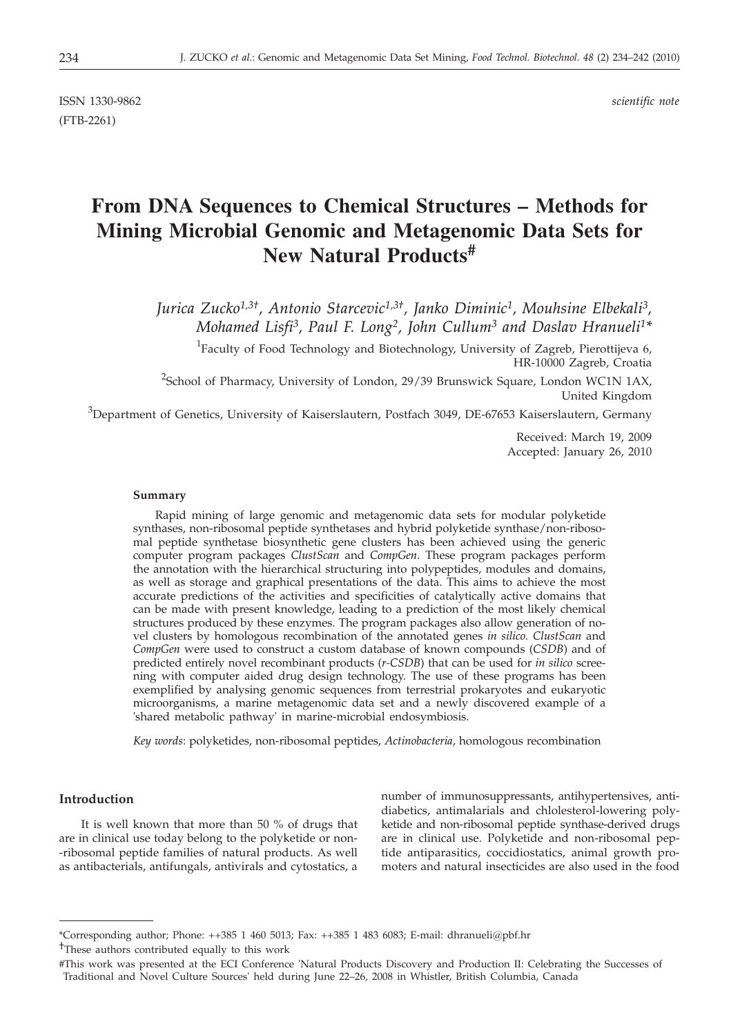ISSN 1330-9862 *scientific note*

(FTB-2261)

# From DNA Sequences to Chemical Structures – Methods for Mining Microbial Genomic and Metagenomic Data Sets for New Natural Products[#]

*Jurica Zucko[1,3†], Antonio Starcevic[1,3†], Janko Diminic[1], Mouhsine Elbekali[3], Mohamed Lisfi[3], Paul F. Long[2], John Cullum[3] and Daslav Hranueli[1]\**

[1]Faculty of Food Technology and Biotechnology, University of Zagreb, Pierottijeva 6, HR-10000 Zagreb, Croatia

[2]School of Pharmacy, University of London, 29/39 Brunswick Square, London WC1N 1AX, United Kingdom

[3]Department of Genetics, University of Kaiserslautern, Postfach 3049, DE-67653 Kaiserslautern, Germany

Received: March 19, 2009
Accepted: January 26, 2010

**Summary**

Rapid mining of large genomic and metagenomic data sets for modular polyketide synthases, non-ribosomal peptide synthetases and hybrid polyketide synthase/non-ribosomal peptide synthetase biosynthetic gene clusters has been achieved using the generic computer program packages *ClustScan* and *CompGen*. These program packages perform the annotation with the hierarchical structuring into polypeptides, modules and domains, as well as storage and graphical presentations of the data. This aims to achieve the most accurate predictions of the activities and specificities of catalytically active domains that can be made with present knowledge, leading to a prediction of the most likely chemical structures produced by these enzymes. The program packages also allow generation of novel clusters by homologous recombination of the annotated genes *in silico*. *ClustScan* and *CompGen* were used to construct a custom database of known compounds (*CSDB*) and of predicted entirely novel recombinant products (*r-CSDB*) that can be used for *in silico* screening with computer aided drug design technology. The use of these programs has been exemplified by analysing genomic sequences from terrestrial prokaryotes and eukaryotic microorganisms, a marine metagenomic data set and a newly discovered example of a 'shared metabolic pathway' in marine-microbial endosymbiosis.

*Key words*: polyketides, non-ribosomal peptides, *Actinobacteria*, homologous recombination

## Introduction

It is well known that more than 50 % of drugs that are in clinical use today belong to the polyketide or non-ribosomal peptide families of natural products. As well as antibacterials, antifungals, antivirals and cytostatics, a number of immunosuppressants, antihypertensives, antidiabetics, antimalarials and chlolesterol-lowering polyketide and non-ribosomal peptide synthase-derived drugs are in clinical use. Polyketide and non-ribosomal peptide antiparasitics, coccidiostatics, animal growth promoters and natural insecticides are also used in the food

---

\*Corresponding author; Phone: ++385 1 460 5013; Fax: ++385 1 483 6083; E-mail: dhranueli@pbf.hr

†These authors contributed equally to this work

#This work was presented at the ECI Conference 'Natural Products Discovery and Production II: Celebrating the Successes of Traditional and Novel Culture Sources' held during June 22–26, 2008 in Whistler, British Columbia, Canada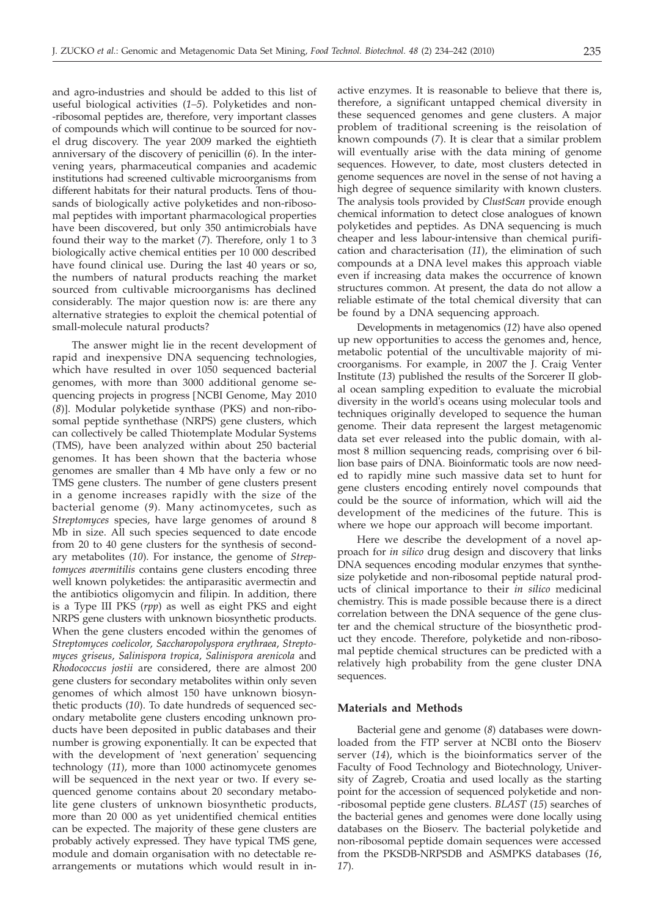and agro-industries and should be added to this list of useful biological activities (*1–5*). Polyketides and non-ribosomal peptides are, therefore, very important classes of compounds which will continue to be sourced for novel drug discovery. The year 2009 marked the eightieth anniversary of the discovery of penicillin (*6*). In the intervening years, pharmaceutical companies and academic institutions had screened cultivable microorganisms from different habitats for their natural products. Tens of thousands of biologically active polyketides and non-ribosomal peptides with important pharmacological properties have been discovered, but only 350 antimicrobials have found their way to the market (*7*). Therefore, only 1 to 3 biologically active chemical entities per 10 000 described have found clinical use. During the last 40 years or so, the numbers of natural products reaching the market sourced from cultivable microorganisms has declined considerably. The major question now is: are there any alternative strategies to exploit the chemical potential of small-molecule natural products?

The answer might lie in the recent development of rapid and inexpensive DNA sequencing technologies, which have resulted in over 1050 sequenced bacterial genomes, with more than 3000 additional genome sequencing projects in progress [NCBI Genome, May 2010 (*8*)]. Modular polyketide synthase (PKS) and non-ribosomal peptide synthethase (NRPS) gene clusters, which can collectively be called Thiotemplate Modular Systems (TMS), have been analyzed within about 250 bacterial genomes. It has been shown that the bacteria whose genomes are smaller than 4 Mb have only a few or no TMS gene clusters. The number of gene clusters present in a genome increases rapidly with the size of the bacterial genome (*9*). Many actinomycetes, such as *Streptomyces* species, have large genomes of around 8 Mb in size. All such species sequenced to date encode from 20 to 40 gene clusters for the synthesis of secondary metabolites (*10*). For instance, the genome of *Streptomyces avermitilis* contains gene clusters encoding three well known polyketides: the antiparasitic avermectin and the antibiotics oligomycin and filipin. In addition, there is a Type III PKS (*rpp*) as well as eight PKS and eight NRPS gene clusters with unknown biosynthetic products. When the gene clusters encoded within the genomes of *Streptomyces coelicolor*, *Saccharopolyspora erythraea*, *Streptomyces griseus*, *Salinispora tropica*, *Salinispora arenicola* and *Rhodococcus jostii* are considered, there are almost 200 gene clusters for secondary metabolites within only seven genomes of which almost 150 have unknown biosynthetic products (*10*). To date hundreds of sequenced secondary metabolite gene clusters encoding unknown products have been deposited in public databases and their number is growing exponentially. It can be expected that with the development of 'next generation' sequencing technology (*11*), more than 1000 actinomycete genomes will be sequenced in the next year or two. If every sequenced genome contains about 20 secondary metabolite gene clusters of unknown biosynthetic products, more than 20 000 as yet unidentified chemical entities can be expected. The majority of these gene clusters are probably actively expressed. They have typical TMS gene, module and domain organisation with no detectable rearrangements or mutations which would result in inactive enzymes. It is reasonable to believe that there is, therefore, a significant untapped chemical diversity in these sequenced genomes and gene clusters. A major problem of traditional screening is the reisolation of known compounds (*7*). It is clear that a similar problem will eventually arise with the data mining of genome sequences. However, to date, most clusters detected in genome sequences are novel in the sense of not having a high degree of sequence similarity with known clusters. The analysis tools provided by *ClustScan* provide enough chemical information to detect close analogues of known polyketides and peptides. As DNA sequencing is much cheaper and less labour-intensive than chemical purification and characterisation (*11*), the elimination of such compounds at a DNA level makes this approach viable even if increasing data makes the occurrence of known structures common. At present, the data do not allow a reliable estimate of the total chemical diversity that can be found by a DNA sequencing approach.

Developments in metagenomics (*12*) have also opened up new opportunities to access the genomes and, hence, metabolic potential of the uncultivable majority of microorganisms. For example, in 2007 the J. Craig Venter Institute (*13*) published the results of the Sorcerer II global ocean sampling expedition to evaluate the microbial diversity in the world's oceans using molecular tools and techniques originally developed to sequence the human genome. Their data represent the largest metagenomic data set ever released into the public domain, with almost 8 million sequencing reads, comprising over 6 billion base pairs of DNA. Bioinformatic tools are now needed to rapidly mine such massive data set to hunt for gene clusters encoding entirely novel compounds that could be the source of information, which will aid the development of the medicines of the future. This is where we hope our approach will become important.

Here we describe the development of a novel approach for *in silico* drug design and discovery that links DNA sequences encoding modular enzymes that synthesize polyketide and non-ribosomal peptide natural products of clinical importance to their *in silico* medicinal chemistry. This is made possible because there is a direct correlation between the DNA sequence of the gene cluster and the chemical structure of the biosynthetic product they encode. Therefore, polyketide and non-ribosomal peptide chemical structures can be predicted with a relatively high probability from the gene cluster DNA sequences.

## Materials and Methods

Bacterial gene and genome (*8*) databases were downloaded from the FTP server at NCBI onto the Bioserv server (*14*), which is the bioinformatics server of the Faculty of Food Technology and Biotechnology, University of Zagreb, Croatia and used locally as the starting point for the accession of sequenced polyketide and non-ribosomal peptide gene clusters. *BLAST* (*15*) searches of the bacterial genes and genomes were done locally using databases on the Bioserv. The bacterial polyketide and non-ribosomal peptide domain sequences were accessed from the PKSDB-NRPSDB and ASMPKS databases (*16*, *17*).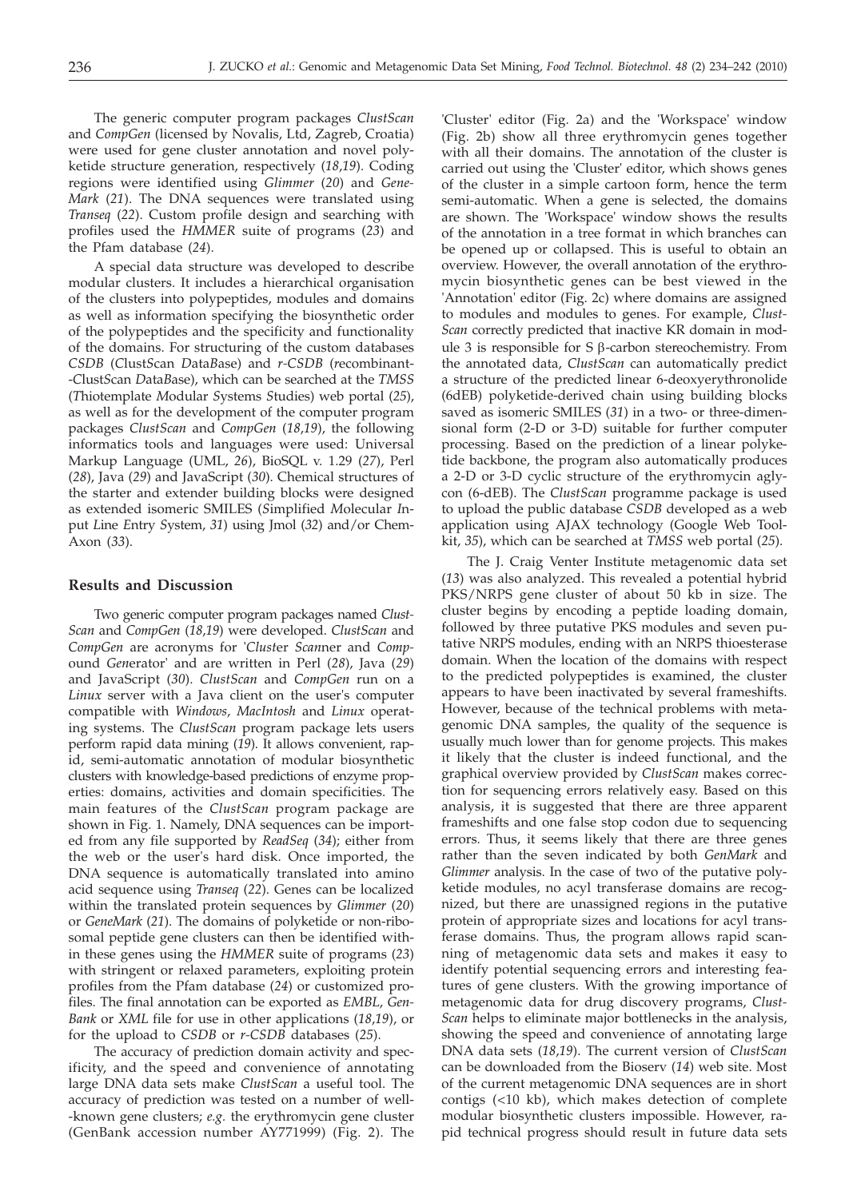The generic computer program packages *ClustScan* and *CompGen* (licensed by Novalis, Ltd, Zagreb, Croatia) were used for gene cluster annotation and novel polyketide structure generation, respectively (*18,19*). Coding regions were identified using *Glimmer* (*20*) and *GeneMark* (*21*). The DNA sequences were translated using *Transeq* (*22*). Custom profile design and searching with profiles used the *HMMER* suite of programs (*23*) and the Pfam database (*24*).

A special data structure was developed to describe modular clusters. It includes a hierarchical organisation of the clusters into polypeptides, modules and domains as well as information specifying the biosynthetic order of the polypeptides and the specificity and functionality of the domains. For structuring of the custom databases *CSDB* (*C*lust*S*can *D*ata*B*ase) and *r-CSDB* (*r*ecombinant-*C*lust*S*can *D*ata*B*ase), which can be searched at the *TMSS* (*T*hiotemplate *M*odular *S*ystems *S*tudies) web portal (*25*), as well as for the development of the computer program packages *ClustScan* and *CompGen* (*18,19*), the following informatics tools and languages were used: Universal Markup Language (UML, *26*), BioSQL v. 1.29 (*27*), Perl (*28*), Java (*29*) and JavaScript (*30*). Chemical structures of the starter and extender building blocks were designed as extended isomeric SMILES (*S*implified *M*olecular *I*nput *L*ine *E*ntry *S*ystem, *31*) using Jmol (*32*) and/or ChemAxon (*33*).

## Results and Discussion

Two generic computer program packages named *ClustScan* and *CompGen* (*18,19*) were developed. *ClustScan* and *CompGen* are acronyms for '*Clust*er *Scan*ner and *Comp*ound *Gen*erator' and are written in Perl (*28*), Java (*29*) and JavaScript (*30*). *ClustScan* and *CompGen* run on a *Linux* server with a Java client on the user's computer compatible with *Windows*, *MacIntosh* and *Linux* operating systems. The *ClustScan* program package lets users perform rapid data mining (*19*). It allows convenient, rapid, semi-automatic annotation of modular biosynthetic clusters with knowledge-based predictions of enzyme properties: domains, activities and domain specificities. The main features of the *ClustScan* program package are shown in Fig. 1. Namely, DNA sequences can be imported from any file supported by *ReadSeq* (*34*); either from the web or the user's hard disk. Once imported, the DNA sequence is automatically translated into amino acid sequence using *Transeq* (*22*). Genes can be localized within the translated protein sequences by *Glimmer* (*20*) or *GeneMark* (*21*). The domains of polyketide or non-ribosomal peptide gene clusters can then be identified within these genes using the *HMMER* suite of programs (*23*) with stringent or relaxed parameters, exploiting protein profiles from the Pfam database (*24*) or customized profiles. The final annotation can be exported as *EMBL*, *GenBank* or *XML* file for use in other applications (*18,19*), or for the upload to *CSDB* or *r-CSDB* databases (*25*).

The accuracy of prediction domain activity and specificity, and the speed and convenience of annotating large DNA data sets make *ClustScan* a useful tool. The accuracy of prediction was tested on a number of well-known gene clusters; *e.g.* the erythromycin gene cluster (GenBank accession number AY771999) (Fig. 2). The 'Cluster' editor (Fig. 2a) and the 'Workspace' window (Fig. 2b) show all three erythromycin genes together with all their domains. The annotation of the cluster is carried out using the 'Cluster' editor, which shows genes of the cluster in a simple cartoon form, hence the term semi-automatic. When a gene is selected, the domains are shown. The 'Workspace' window shows the results of the annotation in a tree format in which branches can be opened up or collapsed. This is useful to obtain an overview. However, the overall annotation of the erythromycin biosynthetic genes can be best viewed in the 'Annotation' editor (Fig. 2c) where domains are assigned to modules and modules to genes. For example, *ClustScan* correctly predicted that inactive KR domain in module 3 is responsible for S β-carbon stereochemistry. From the annotated data, *ClustScan* can automatically predict a structure of the predicted linear 6-deoxyerythronolide (6dEB) polyketide-derived chain using building blocks saved as isomeric SMILES (*31*) in a two- or three-dimensional form (2-D or 3-D) suitable for further computer processing. Based on the prediction of a linear polyketide backbone, the program also automatically produces a 2-D or 3-D cyclic structure of the erythromycin aglycon (6-dEB). The *ClustScan* programme package is used to upload the public database *CSDB* developed as a web application using AJAX technology (Google Web Toolkit, *35*), which can be searched at *TMSS* web portal (*25*).

The J. Craig Venter Institute metagenomic data set (*13*) was also analyzed. This revealed a potential hybrid PKS/NRPS gene cluster of about 50 kb in size. The cluster begins by encoding a peptide loading domain, followed by three putative PKS modules and seven putative NRPS modules, ending with an NRPS thioesterase domain. When the location of the domains with respect to the predicted polypeptides is examined, the cluster appears to have been inactivated by several frameshifts. However, because of the technical problems with metagenomic DNA samples, the quality of the sequence is usually much lower than for genome projects. This makes it likely that the cluster is indeed functional, and the graphical overview provided by *ClustScan* makes correction for sequencing errors relatively easy. Based on this analysis, it is suggested that there are three apparent frameshifts and one false stop codon due to sequencing errors. Thus, it seems likely that there are three genes rather than the seven indicated by both *GenMark* and *Glimmer* analysis. In the case of two of the putative polyketide modules, no acyl transferase domains are recognized, but there are unassigned regions in the putative protein of appropriate sizes and locations for acyl transferase domains. Thus, the program allows rapid scanning of metagenomic data sets and makes it easy to identify potential sequencing errors and interesting features of gene clusters. With the growing importance of metagenomic data for drug discovery programs, *ClustScan* helps to eliminate major bottlenecks in the analysis, showing the speed and convenience of annotating large DNA data sets (*18,19*). The current version of *ClustScan* can be downloaded from the Bioserv (*14*) web site. Most of the current metagenomic DNA sequences are in short contigs (<10 kb), which makes detection of complete modular biosynthetic clusters impossible. However, rapid technical progress should result in future data sets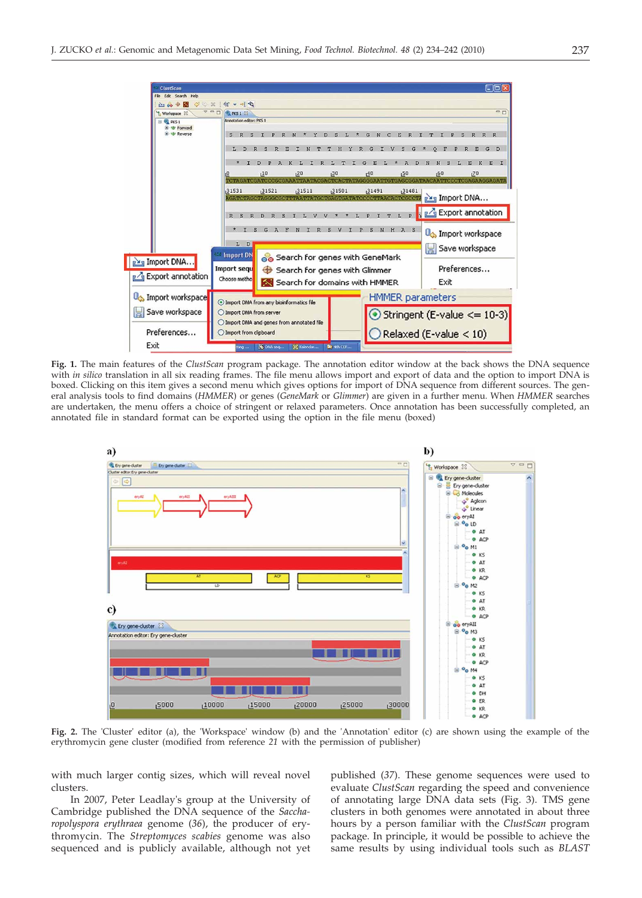**Fig. 1.** The main features of the *ClustScan* program package. The annotation editor window at the back shows the DNA sequence with *in silico* translation in all six reading frames. The file menu allows import and export of data and the option to import DNA is boxed. Clicking on this item gives a second menu which gives options for import of DNA sequence from different sources. The general analysis tools to find domains (*HMMER*) or genes (*GeneMark* or *Glimmer*) are given in a further menu. When *HMMER* searches are undertaken, the menu offers a choice of stringent or relaxed parameters. Once annotation has been successfully completed, an annotated file in standard format can be exported using the option in the file menu (boxed)

**Fig. 2.** The 'Cluster' editor (a), the 'Workspace' window (b) and the 'Annotation' editor (c) are shown using the example of the erythromycin gene cluster (modified from reference *21* with the permission of publisher)

with much larger contig sizes, which will reveal novel clusters.

In 2007, Peter Leadlay's group at the University of Cambridge published the DNA sequence of the *Saccharopolyspora erythraea* genome (*36*), the producer of erythromycin. The *Streptomyces scabies* genome was also sequenced and is publicly available, although not yet published (*37*). These genome sequences were used to evaluate *ClustScan* regarding the speed and convenience of annotating large DNA data sets (Fig. 3). TMS gene clusters in both genomes were annotated in about three hours by a person familiar with the *ClustScan* program package. In principle, it would be possible to achieve the same results by using individual tools such as *BLAST*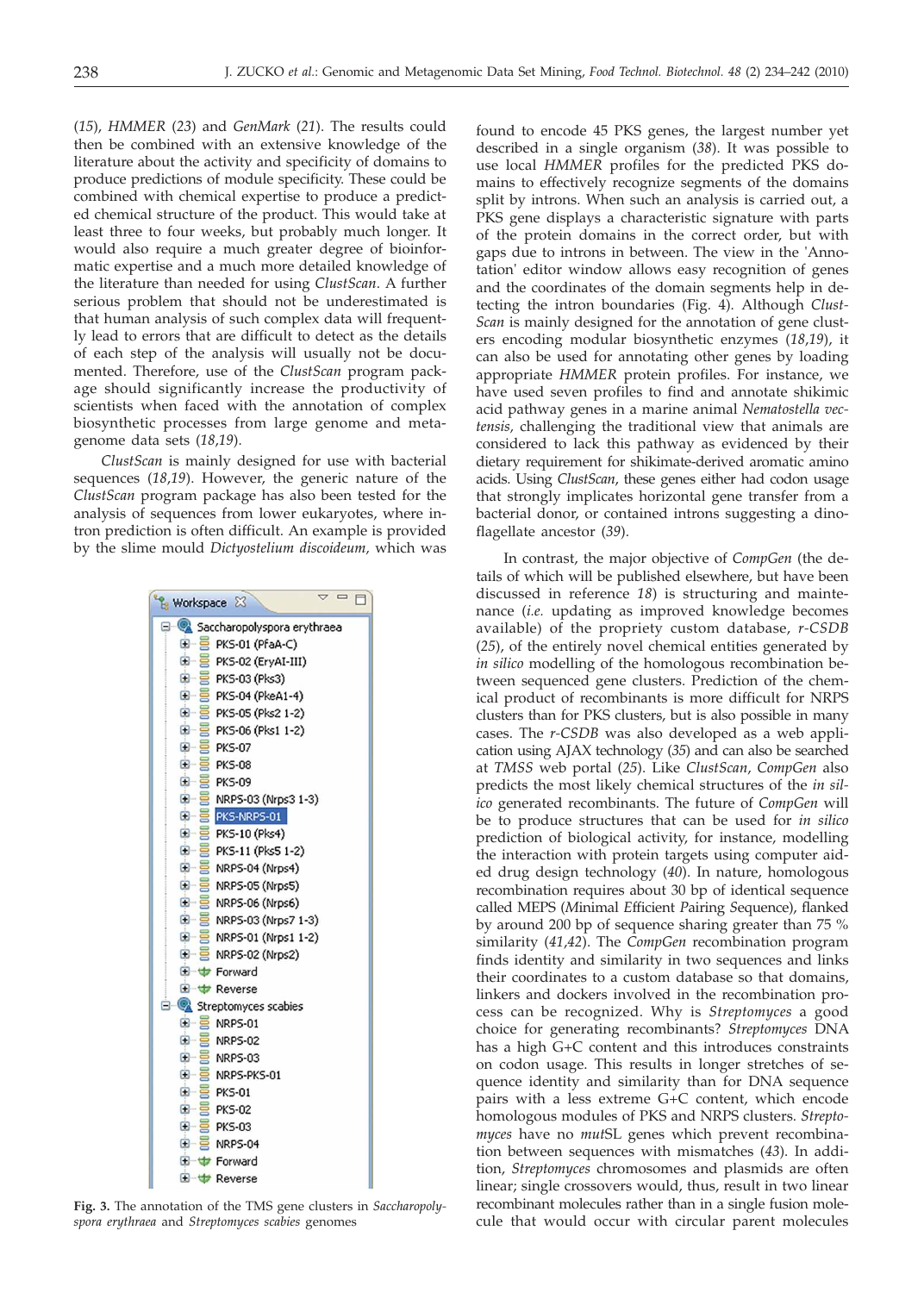(*15*), *HMMER* (*23*) and *GenMark* (*21*). The results could then be combined with an extensive knowledge of the literature about the activity and specificity of domains to produce predictions of module specificity. These could be combined with chemical expertise to produce a predicted chemical structure of the product. This would take at least three to four weeks, but probably much longer. It would also require a much greater degree of bioinformatic expertise and a much more detailed knowledge of the literature than needed for using *ClustScan*. A further serious problem that should not be underestimated is that human analysis of such complex data will frequently lead to errors that are difficult to detect as the details of each step of the analysis will usually not be documented. Therefore, use of the *ClustScan* program package should significantly increase the productivity of scientists when faced with the annotation of complex biosynthetic processes from large genome and metagenome data sets (*18,19*).

*ClustScan* is mainly designed for use with bacterial sequences (*18,19*). However, the generic nature of the *ClustScan* program package has also been tested for the analysis of sequences from lower eukaryotes, where intron prediction is often difficult. An example is provided by the slime mould *Dictyostelium discoideum*, which was found to encode 45 PKS genes, the largest number yet described in a single organism (*38*). It was possible to use local *HMMER* profiles for the predicted PKS domains to effectively recognize segments of the domains split by introns. When such an analysis is carried out, a PKS gene displays a characteristic signature with parts of the protein domains in the correct order, but with gaps due to introns in between. The view in the 'Annotation' editor window allows easy recognition of genes and the coordinates of the domain segments help in detecting the intron boundaries (Fig. 4). Although *ClustScan* is mainly designed for the annotation of gene clusters encoding modular biosynthetic enzymes (*18,19*), it can also be used for annotating other genes by loading appropriate *HMMER* protein profiles. For instance, we have used seven profiles to find and annotate shikimic acid pathway genes in a marine animal *Nematostella vectensis*, challenging the traditional view that animals are considered to lack this pathway as evidenced by their dietary requirement for shikimate-derived aromatic amino acids. Using *ClustScan*, these genes either had codon usage that strongly implicates horizontal gene transfer from a bacterial donor, or contained introns suggesting a dinoflagellate ancestor (*39*).

**Fig. 3.** The annotation of the TMS gene clusters in *Saccharopolyspora erythraea* and *Streptomyces scabies* genomes

In contrast, the major objective of *CompGen* (the details of which will be published elsewhere, but have been discussed in reference *18*) is structuring and maintenance (*i.e.* updating as improved knowledge becomes available) of the propriety custom database, *r-CSDB* (*25*), of the entirely novel chemical entities generated by *in silico* modelling of the homologous recombination between sequenced gene clusters. Prediction of the chemical product of recombinants is more difficult for NRPS clusters than for PKS clusters, but is also possible in many cases. The *r-CSDB* was also developed as a web application using AJAX technology (*35*) and can also be searched at *TMSS* web portal (*25*). Like *ClustScan*, *CompGen* also predicts the most likely chemical structures of the *in silico* generated recombinants. The future of *CompGen* will be to produce structures that can be used for *in silico* prediction of biological activity, for instance, modelling the interaction with protein targets using computer aided drug design technology (*40*). In nature, homologous recombination requires about 30 bp of identical sequence called MEPS (*M*inimal *E*fficient *P*airing *S*equence), flanked by around 200 bp of sequence sharing greater than 75 % similarity (*41,42*). The *CompGen* recombination program finds identity and similarity in two sequences and links their coordinates to a custom database so that domains, linkers and dockers involved in the recombination process can be recognized. Why is *Streptomyces* a good choice for generating recombinants? *Streptomyces* DNA has a high G+C content and this introduces constraints on codon usage. This results in longer stretches of sequence identity and similarity than for DNA sequence pairs with a less extreme G+C content, which encode homologous modules of PKS and NRPS clusters. *Streptomyces* have no *mut*SL genes which prevent recombination between sequences with mismatches (*43*). In addition, *Streptomyces* chromosomes and plasmids are often linear; single crossovers would, thus, result in two linear recombinant molecules rather than in a single fusion molecule that would occur with circular parent molecules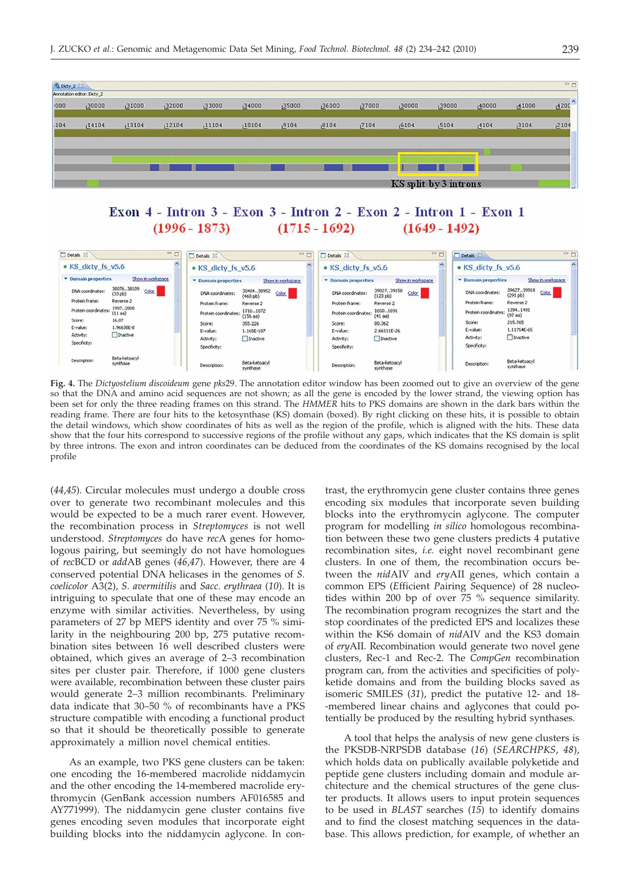**Fig. 4.** The *Dictyostelium discoideum* gene *pks*29. The annotation editor window has been zoomed out to give an overview of the gene so that the DNA and amino acid sequences are not shown; as all the gene is encoded by the lower strand, the viewing option has been set for only the three reading frames on this strand. The *HMMER* hits to PKS domains are shown in the dark bars within the reading frame. There are four hits to the ketosynthase (KS) domain (boxed). By right clicking on these hits, it is possible to obtain the detail windows, which show coordinates of hits as well as the region of the profile, which is aligned with the hits. These data show that the four hits correspond to successive regions of the profile without any gaps, which indicates that the KS domain is split by three introns. The exon and intron coordinates can be deduced from the coordinates of the KS domains recognised by the local profile

(*44,45*). Circular molecules must undergo a double cross over to generate two recombinant molecules and this would be expected to be a much rarer event. However, the recombination process in *Streptomyces* is not well understood. *Streptomyces* do have *rec*A genes for homologous pairing, but seemingly do not have homologues of *rec*BCD or *add*AB genes (*46,47*). However, there are 4 conserved potential DNA helicases in the genomes of *S. coelicolor* A3(2), *S. avermitilis* and *Sacc. erythraea* (*10*). It is intriguing to speculate that one of these may encode an enzyme with similar activities. Nevertheless, by using parameters of 27 bp MEPS identity and over 75 % similarity in the neighbouring 200 bp, 275 putative recombination sites between 16 well described clusters were obtained, which gives an average of 2–3 recombination sites per cluster pair. Therefore, if 1000 gene clusters were available, recombination between these cluster pairs would generate 2–3 million recombinants. Preliminary data indicate that 30–50 % of recombinants have a PKS structure compatible with encoding a functional product so that it should be theoretically possible to generate approximately a million novel chemical entities.

As an example, two PKS gene clusters can be taken: one encoding the 16-membered macrolide niddamycin and the other encoding the 14-membered macrolide erythromycin (GenBank accession numbers AF016585 and AY771999). The niddamycin gene cluster contains five genes encoding seven modules that incorporate eight building blocks into the niddamycin aglycone. In contrast, the erythromycin gene cluster contains three genes encoding six modules that incorporate seven building blocks into the erythromycin aglycone. The computer program for modelling *in silico* homologous recombination between these two gene clusters predicts 4 putative recombination sites, *i.e.* eight novel recombinant gene clusters. In one of them, the recombination occurs between the *nid*AIV and *ery*AII genes, which contain a common EPS (Efficient Pairing Sequence) of 28 nucleotides within 200 bp of over 75 % sequence similarity. The recombination program recognizes the start and the stop coordinates of the predicted EPS and localizes these within the KS6 domain of *nid*AIV and the KS3 domain of *ery*AII. Recombination would generate two novel gene clusters, Rec-1 and Rec-2. The *CompGen* recombination program can, from the activities and specificities of polyketide domains and from the building blocks saved as isomeric SMILES (*31*), predict the putative 12- and 18-membered linear chains and aglycones that could potentially be produced by the resulting hybrid synthases.

A tool that helps the analysis of new gene clusters is the PKSDB-NRPSDB database (*16*) (*SEARCHPKS*, *48*), which holds data on publically available polyketide and peptide gene clusters including domain and module architecture and the chemical structures of the gene cluster products. It allows users to input protein sequences to be used in *BLAST* searches (*15*) to identify domains and to find the closest matching sequences in the database. This allows prediction, for example, of whether an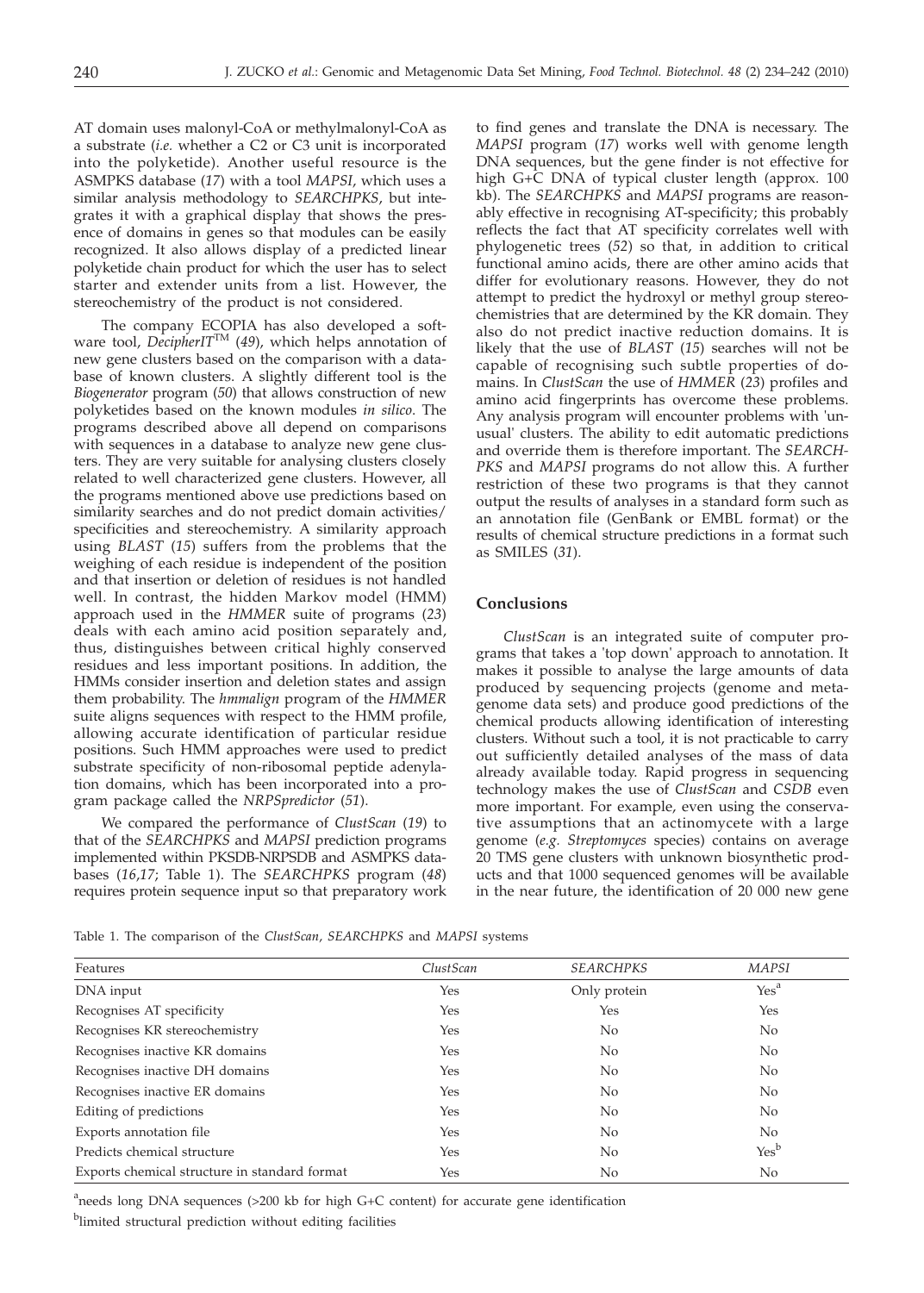AT domain uses malonyl-CoA or methylmalonyl-CoA as a substrate (*i.e.* whether a C2 or C3 unit is incorporated into the polyketide). Another useful resource is the ASMPKS database (*17*) with a tool *MAPSI*, which uses a similar analysis methodology to *SEARCHPKS*, but integrates it with a graphical display that shows the presence of domains in genes so that modules can be easily recognized. It also allows display of a predicted linear polyketide chain product for which the user has to select starter and extender units from a list. However, the stereochemistry of the product is not considered.

The company ECOPIA has also developed a software tool, *DecipherIT*™ (*49*), which helps annotation of new gene clusters based on the comparison with a database of known clusters. A slightly different tool is the *Biogenerator* program (*50*) that allows construction of new polyketides based on the known modules *in silico*. The programs described above all depend on comparisons with sequences in a database to analyze new gene clusters. They are very suitable for analysing clusters closely related to well characterized gene clusters. However, all the programs mentioned above use predictions based on similarity searches and do not predict domain activities/specificities and stereochemistry. A similarity approach using *BLAST* (*15*) suffers from the problems that the weighing of each residue is independent of the position and that insertion or deletion of residues is not handled well. In contrast, the hidden Markov model (HMM) approach used in the *HMMER* suite of programs (*23*) deals with each amino acid position separately and, thus, distinguishes between critical highly conserved residues and less important positions. In addition, the HMMs consider insertion and deletion states and assign them probability. The *hmmalign* program of the *HMMER* suite aligns sequences with respect to the HMM profile, allowing accurate identification of particular residue positions. Such HMM approaches were used to predict substrate specificity of non-ribosomal peptide adenylation domains, which has been incorporated into a program package called the *NRPSpredictor* (*51*).

We compared the performance of *ClustScan* (*19*) to that of the *SEARCHPKS* and *MAPSI* prediction programs implemented within PKSDB-NRPSDB and ASMPKS databases (*16,17*; Table 1). The *SEARCHPKS* program (*48*) requires protein sequence input so that preparatory work to find genes and translate the DNA is necessary. The *MAPSI* program (*17*) works well with genome length DNA sequences, but the gene finder is not effective for high G+C DNA of typical cluster length (approx. 100 kb). The *SEARCHPKS* and *MAPSI* programs are reasonably effective in recognising AT-specificity; this probably reflects the fact that AT specificity correlates well with phylogenetic trees (*52*) so that, in addition to critical functional amino acids, there are other amino acids that differ for evolutionary reasons. However, they do not attempt to predict the hydroxyl or methyl group stereochemistries that are determined by the KR domain. They also do not predict inactive reduction domains. It is likely that the use of *BLAST* (*15*) searches will not be capable of recognising such subtle properties of domains. In *ClustScan* the use of *HMMER* (*23*) profiles and amino acid fingerprints has overcome these problems. Any analysis program will encounter problems with 'unusual' clusters. The ability to edit automatic predictions and override them is therefore important. The *SEARCHPKS* and *MAPSI* programs do not allow this. A further restriction of these two programs is that they cannot output the results of analyses in a standard form such as an annotation file (GenBank or EMBL format) or the results of chemical structure predictions in a format such as SMILES (*31*).

## Conclusions

*ClustScan* is an integrated suite of computer programs that takes a 'top down' approach to annotation. It makes it possible to analyse the large amounts of data produced by sequencing projects (genome and metagenome data sets) and produce good predictions of the chemical products allowing identification of interesting clusters. Without such a tool, it is not practicable to carry out sufficiently detailed analyses of the mass of data already available today. Rapid progress in sequencing technology makes the use of *ClustScan* and *CSDB* even more important. For example, even using the conservative assumptions that an actinomycete with a large genome (*e.g. Streptomyces* species) contains on average 20 TMS gene clusters with unknown biosynthetic products and that 1000 sequenced genomes will be available in the near future, the identification of 20 000 new gene

Table 1. The comparison of the *ClustScan*, *SEARCHPKS* and *MAPSI* systems

| Features | *ClustScan* | *SEARCHPKS* | *MAPSI* |
|---|---|---|---|
| DNA input | Yes | Only protein | Yes[a] |
| Recognises AT specificity | Yes | Yes | Yes |
| Recognises KR stereochemistry | Yes | No | No |
| Recognises inactive KR domains | Yes | No | No |
| Recognises inactive DH domains | Yes | No | No |
| Recognises inactive ER domains | Yes | No | No |
| Editing of predictions | Yes | No | No |
| Exports annotation file | Yes | No | No |
| Predicts chemical structure | Yes | No | Yes[b] |
| Exports chemical structure in standard format | Yes | No | No |

[a]needs long DNA sequences (>200 kb for high G+C content) for accurate gene identification

[b]limited structural prediction without editing facilities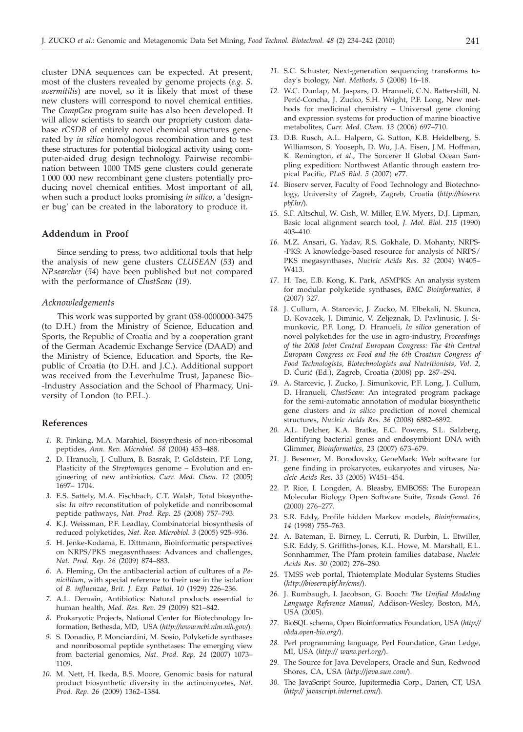cluster DNA sequences can be expected. At present, most of the clusters revealed by genome projects (*e.g. S. avermitilis*) are novel, so it is likely that most of these new clusters will correspond to novel chemical entities. The *CompGen* program suite has also been developed. It will allow scientists to search our propriety custom database *rCSDB* of entirely novel chemical structures generated by *in silico* homologous recombination and to test these structures for potential biological activity using computer-aided drug design technology. Pairwise recombination between 1000 TMS gene clusters could generate 1 000 000 new recombinant gene clusters potentially producing novel chemical entities. Most important of all, when such a product looks promising *in silico*, a 'designer bug' can be created in the laboratory to produce it.

## Addendum in Proof

Since sending to press, two additional tools that help the analysis of new gene clusters *CLUSEAN* (*53*) and *NP.searcher* (*54*) have been published but not compared with the performance of *ClustScan* (*19*).

### *Acknowledgements*

This work was supported by grant 058-0000000-3475 (to D.H.) from the Ministry of Science, Education and Sports, the Republic of Croatia and by a cooperation grant of the German Academic Exchange Service (DAAD) and the Ministry of Science, Education and Sports, the Republic of Croatia (to D.H. and J.C.). Additional support was received from the Leverhulme Trust, Japanese Bio-Industry Association and the School of Pharmacy, University of London (to P.F.L.).

## References

1. R. Finking, M.A. Marahiel, Biosynthesis of non-ribosomal peptides, *Ann. Rev. Microbiol. 58* (2004) 453–488.
2. D. Hranueli, J. Cullum, B. Basrak, P. Goldstein, P.F. Long, Plasticity of the *Streptomyces* genome – Evolution and engineering of new antibiotics, *Curr. Med. Chem. 12* (2005) 1697– 1704.
3. E.S. Sattely, M.A. Fischbach, C.T. Walsh, Total biosynthesis: *In vitro* reconstitution of polyketide and nonribosomal peptide pathways, *Nat. Prod. Rep. 25* (2008) 757–793.
4. K.J. Weissman, P.F. Leadlay, Combinatorial biosynthesis of reduced polyketides, *Nat. Rev. Microbiol. 3* (2005) 925–936.
5. H. Jenke-Kodama, E. Dittmann, Bioinformatic perspectives on NRPS/PKS megasynthases: Advances and challenges, *Nat. Prod. Rep. 26* (2009) 874–883.
6. A. Fleming, On the antibacterial action of cultures of a *Penicillium*, with special reference to their use in the isolation of *B. influenzae*, *Brit. J. Exp. Pathol. 10* (1929) 226–236.
7. A.L. Demain, Antibiotics: Natural products essential to human health, *Med. Res. Rev. 29* (2009) 821–842.
8. Prokaryotic Projects, National Center for Biotechnology Information, Bethesda, MD, USA (*http://www.ncbi.nlm.nih.gov/*).
9. S. Donadio, P. Monciardini, M. Sosio, Polyketide synthases and nonribosomal peptide synthetases: The emerging view from bacterial genomics, *Nat. Prod. Rep. 24* (2007) 1073–1109.
10. M. Nett, H. Ikeda, B.S. Moore, Genomic basis for natural product biosynthetic diversity in the actinomycetes, *Nat. Prod. Rep. 26* (2009) 1362–1384.
11. S.C. Schuster, Next-generation sequencing transforms today's biology, *Nat. Methods, 5* (2008) 16–18.
12. W.C. Dunlap, M. Jaspars, D. Hranueli, C.N. Battershill, N. Perić-Concha, J. Zucko, S.H. Wright, P.F. Long, New methods for medicinal chemistry – Universal gene cloning and expression systems for production of marine bioactive metabolites, *Curr. Med. Chem. 13* (2006) 697–710.
13. D.B. Rusch, A.L. Halpern, G. Sutton, K.B. Heidelberg, S. Williamson, S. Yooseph, D. Wu, J.A. Eisen, J.M. Hoffman, K. Remington, *et al*., The Sorcerer II Global Ocean Sampling expedition: Northwest Atlantic through eastern tropical Pacific, *PLoS Biol. 5* (2007) e77.
14. Bioserv server, Faculty of Food Technology and Biotechnology, University of Zagreb, Zagreb, Croatia (*http://bioserv.pbf.hr/*).
15. S.F. Altschul, W. Gish, W. Miller, E.W. Myers, D.J. Lipman, Basic local alignment search tool, *J. Mol. Biol. 215* (1990) 403–410.
16. M.Z. Ansari, G. Yadav, R.S. Gokhale, D. Mohanty, NRPS-PKS: A knowledge-based resource for analysis of NRPS/PKS megasynthases, *Nucleic Acids Res. 32* (2004) W405–W413.
17. H. Tae, E.B. Kong, K. Park, ASMPKS: An analysis system for modular polyketide synthases, *BMC Bioinformatics, 8* (2007) 327.
18. J. Cullum, A. Starcevic, J. Zucko, M. Elbekali, N. Skunca, D. Kovacek, J. Diminic, V. Zeljeznak, D. Pavlinusic, J. Simunkovic, P.F. Long, D. Hranueli, *In silico* generation of novel polyketides for the use in agro-industry, *Proceedings of the 2008 Joint Central European Congress: The 4th Central European Congress on Food and the 6th Croatian Congress of Food Technologists, Biotechnologists and Nutritionists, Vol. 2,* D. Ćurić (Ed.), Zagreb, Croatia (2008) pp. 287–294.
19. A. Starcevic, J. Zucko, J. Simunkovic, P.F. Long, J. Cullum, D. Hranueli, *ClustScan*: An integrated program package for the semi-automatic annotation of modular biosynthetic gene clusters and *in silico* prediction of novel chemical structures, *Nucleic Acids Res. 36* (2008) 6882–6892.
20. A.L. Delcher, K.A. Bratke, E.C. Powers, S.L. Salzberg, Identifying bacterial genes and endosymbiont DNA with Glimmer, *Bioinformatics, 23* (2007) 673–679.
21. J. Besemer, M. Borodovsky, GeneMark: Web software for gene finding in prokaryotes, eukaryotes and viruses, *Nucleic Acids Res. 33* (2005) W451–454.
22. P. Rice, I. Longden, A. Bleasby, EMBOSS: The European Molecular Biology Open Software Suite, *Trends Genet. 16* (2000) 276–277.
23. S.R. Eddy, Profile hidden Markov models, *Bioinformatics, 14* (1998) 755–763.
24. A. Bateman, E. Birney, L. Cerruti, R. Durbin, L. Etwiller, S.R. Eddy, S. Griffiths-Jones, K.L. Howe, M. Marshall, E.L. Sonnhammer, The Pfam protein families database, *Nucleic Acids Res. 30* (2002) 276–280.
25. TMSS web portal, Thiotemplate Modular Systems Studies (*http://bioserv.pbf.hr/cms/*).
26. J. Rumbaugh, I. Jacobson, G. Booch: *The Unified Modeling Language Reference Manual*, Addison-Wesley, Boston, MA, USA (2005).
27. BioSQL schema, Open Bioinformatics Foundation, USA (*http://obda.open-bio.org/*).
28. Perl programming language, Perl Foundation, Gran Ledge, MI, USA (*http:// www.perl.org/*).
29. The Source for Java Developers, Oracle and Sun, Redwood Shores, CA, USA (*http://java.sun.com/*).
30. The JavaScript Source, Jupitermedia Corp., Darien, CT, USA (*http:// javascript.internet.com/*).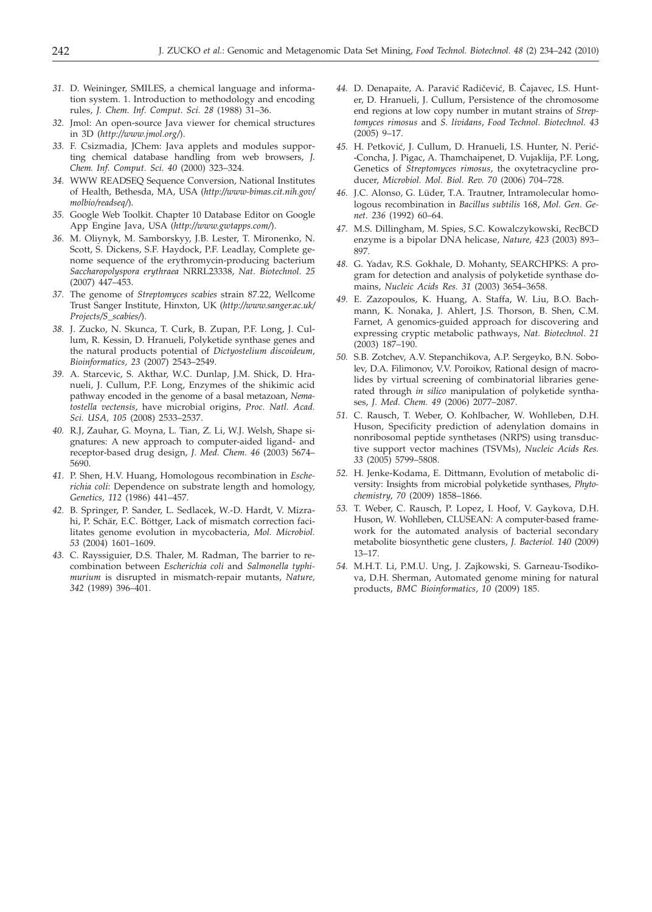*31.* D. Weininger, SMILES, a chemical language and information system. 1. Introduction to methodology and encoding rules, *J. Chem. Inf. Comput. Sci. 28* (1988) 31–36.

*32.* Jmol: An open-source Java viewer for chemical structures in 3D (*http://www.jmol.org/*).

*33.* F. Csizmadia, JChem: Java applets and modules supporting chemical database handling from web browsers, *J. Chem. Inf. Comput. Sci. 40* (2000) 323–324.

*34.* WWW READSEQ Sequence Conversion, National Institutes of Health, Bethesda, MA, USA (*http://www-bimas.cit.nih.gov/molbio/readseq/*).

*35.* Google Web Toolkit. Chapter 10 Database Editor on Google App Engine Java, USA (*http://www.gwtapps.com/*).

*36.* M. Oliynyk, M. Samborskyy, J.B. Lester, T. Mironenko, N. Scott, S. Dickens, S.F. Haydock, P.F. Leadlay, Complete genome sequence of the erythromycin-producing bacterium *Saccharopolyspora erythraea* NRRL23338, *Nat. Biotechnol. 25* (2007) 447–453.

*37.* The genome of *Streptomyces scabies* strain 87.22, Wellcome Trust Sanger Institute, Hinxton, UK (*http://www.sanger.ac.uk/Projects/S_scabies/*).

*38.* J. Zucko, N. Skunca, T. Curk, B. Zupan, P.F. Long, J. Cullum, R. Kessin, D. Hranueli, Polyketide synthase genes and the natural products potential of *Dictyostelium discoideum*, *Bioinformatics, 23* (2007) 2543–2549.

*39.* A. Starcevic, S. Akthar, W.C. Dunlap, J.M. Shick, D. Hranueli, J. Cullum, P.F. Long, Enzymes of the shikimic acid pathway encoded in the genome of a basal metazoan, *Nematostella vectensis*, have microbial origins, *Proc. Natl. Acad. Sci. USA, 105* (2008) 2533–2537.

*40.* R.J, Zauhar, G. Moyna, L. Tian, Z. Li, W.J. Welsh, Shape signatures: A new approach to computer-aided ligand- and receptor-based drug design, *J. Med. Chem. 46* (2003) 5674–5690.

*41.* P. Shen, H.V. Huang, Homologous recombination in *Escherichia coli*: Dependence on substrate length and homology, *Genetics, 112* (1986) 441–457.

*42.* B. Springer, P. Sander, L. Sedlacek, W.-D. Hardt, V. Mizrahi, P. Schär, E.C. Böttger, Lack of mismatch correction facilitates genome evolution in mycobacteria, *Mol. Microbiol. 53* (2004) 1601–1609.

*43.* C. Rayssiguier, D.S. Thaler, M. Radman, The barrier to recombination between *Escherichia coli* and *Salmonella typhimurium* is disrupted in mismatch-repair mutants, *Nature, 342* (1989) 396–401.

*44.* D. Denapaite, A. Paravić Radičević, B. Čajavec, I.S. Hunter, D. Hranueli, J. Cullum, Persistence of the chromosome end regions at low copy number in mutant strains of *Streptomyces rimosus* and *S. lividans*, *Food Technol. Biotechnol. 43* (2005) 9–17.

*45.* H. Petković, J. Cullum, D. Hranueli, I.S. Hunter, N. Perić-Concha, J. Pigac, A. Thamchaipenet, D. Vujaklija, P.F. Long, Genetics of *Streptomyces rimosus*, the oxytetracycline producer, *Microbiol. Mol. Biol. Rev. 70* (2006) 704–728.

*46.* J.C. Alonso, G. Lüder, T.A. Trautner, Intramolecular homologous recombination in *Bacillus subtilis* 168, *Mol. Gen. Genet. 236* (1992) 60–64.

*47.* M.S. Dillingham, M. Spies, S.C. Kowalczykowski, RecBCD enzyme is a bipolar DNA helicase, *Nature, 423* (2003) 893–897.

*48.* G. Yadav, R.S. Gokhale, D. Mohanty, SEARCHPKS: A program for detection and analysis of polyketide synthase domains, *Nucleic Acids Res. 31* (2003) 3654–3658.

*49.* E. Zazopoulos, K. Huang, A. Staffa, W. Liu, B.O. Bachmann, K. Nonaka, J. Ahlert, J.S. Thorson, B. Shen, C.M. Farnet, A genomics-guided approach for discovering and expressing cryptic metabolic pathways, *Nat. Biotechnol. 21* (2003) 187–190.

*50.* S.B. Zotchev, A.V. Stepanchikova, A.P. Sergeyko, B.N. Sobolev, D.A. Filimonov, V.V. Poroikov, Rational design of macrolides by virtual screening of combinatorial libraries generated through *in silico* manipulation of polyketide synthases, *J. Med. Chem. 49* (2006) 2077–2087.

*51.* C. Rausch, T. Weber, O. Kohlbacher, W. Wohlleben, D.H. Huson, Specificity prediction of adenylation domains in nonribosomal peptide synthetases (NRPS) using transductive support vector machines (TSVMs), *Nucleic Acids Res. 33* (2005) 5799–5808.

*52.* H. Jenke-Kodama, E. Dittmann, Evolution of metabolic diversity: Insights from microbial polyketide synthases, *Phytochemistry, 70* (2009) 1858–1866.

*53.* T. Weber, C. Rausch, P. Lopez, I. Hoof, V. Gaykova, D.H. Huson, W. Wohlleben, CLUSEAN: A computer-based framework for the automated analysis of bacterial secondary metabolite biosynthetic gene clusters, *J. Bacteriol. 140* (2009) 13–17.

*54.* M.H.T. Li, P.M.U. Ung, J. Zajkowski, S. Garneau-Tsodikova, D.H. Sherman, Automated genome mining for natural products, *BMC Bioinformatics, 10* (2009) 185.